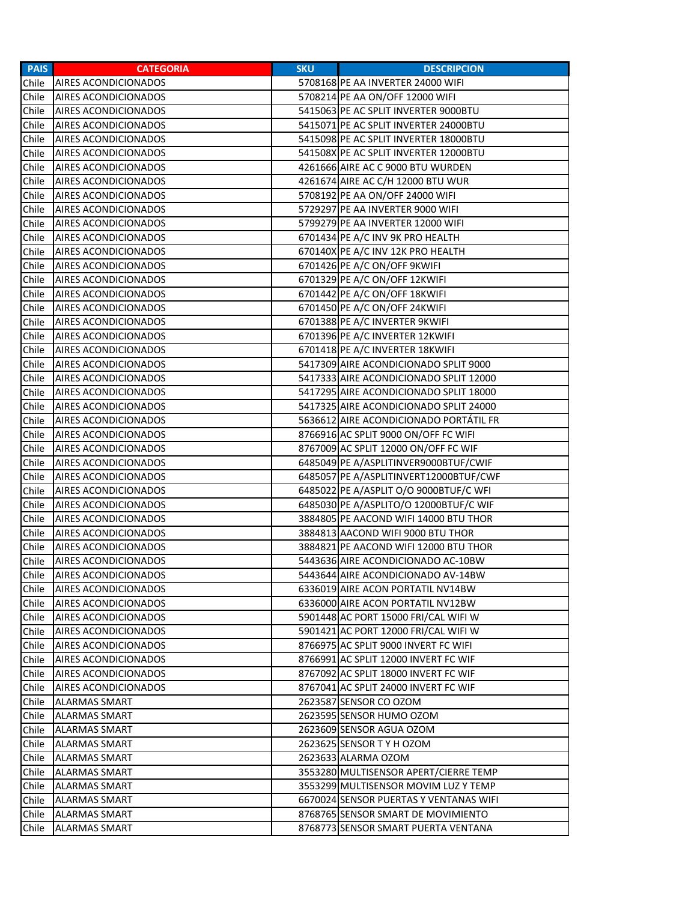| PAIS | CATEGORIA | SKU | DESCRIPCION |
|---|---|---|---|
| Chile | AIRES ACONDICIONADOS | 5708168 | PE AA INVERTER 24000 WIFI |
| Chile | AIRES ACONDICIONADOS | 5708214 | PE AA ON/OFF 12000 WIFI |
| Chile | AIRES ACONDICIONADOS | 5415063 | PE AC SPLIT INVERTER 9000BTU |
| Chile | AIRES ACONDICIONADOS | 5415071 | PE AC SPLIT INVERTER 24000BTU |
| Chile | AIRES ACONDICIONADOS | 5415098 | PE AC SPLIT INVERTER 18000BTU |
| Chile | AIRES ACONDICIONADOS | 541508X | PE AC SPLIT INVERTER 12000BTU |
| Chile | AIRES ACONDICIONADOS | 4261666 | AIRE AC C 9000 BTU WURDEN |
| Chile | AIRES ACONDICIONADOS | 4261674 | AIRE AC C/H 12000 BTU WUR |
| Chile | AIRES ACONDICIONADOS | 5708192 | PE AA ON/OFF 24000 WIFI |
| Chile | AIRES ACONDICIONADOS | 5729297 | PE AA INVERTER 9000 WIFI |
| Chile | AIRES ACONDICIONADOS | 5799279 | PE AA INVERTER 12000 WIFI |
| Chile | AIRES ACONDICIONADOS | 6701434 | PE A/C INV 9K PRO HEALTH |
| Chile | AIRES ACONDICIONADOS | 670140X | PE A/C INV 12K PRO HEALTH |
| Chile | AIRES ACONDICIONADOS | 6701426 | PE A/C ON/OFF 9KWIFI |
| Chile | AIRES ACONDICIONADOS | 6701329 | PE A/C ON/OFF 12KWIFI |
| Chile | AIRES ACONDICIONADOS | 6701442 | PE A/C ON/OFF 18KWIFI |
| Chile | AIRES ACONDICIONADOS | 6701450 | PE A/C ON/OFF 24KWIFI |
| Chile | AIRES ACONDICIONADOS | 6701388 | PE A/C INVERTER 9KWIFI |
| Chile | AIRES ACONDICIONADOS | 6701396 | PE A/C INVERTER 12KWIFI |
| Chile | AIRES ACONDICIONADOS | 6701418 | PE A/C INVERTER 18KWIFI |
| Chile | AIRES ACONDICIONADOS | 5417309 | AIRE ACONDICIONADO SPLIT 9000 |
| Chile | AIRES ACONDICIONADOS | 5417333 | AIRE ACONDICIONADO SPLIT 12000 |
| Chile | AIRES ACONDICIONADOS | 5417295 | AIRE ACONDICIONADO SPLIT 18000 |
| Chile | AIRES ACONDICIONADOS | 5417325 | AIRE ACONDICIONADO SPLIT 24000 |
| Chile | AIRES ACONDICIONADOS | 5636612 | AIRE ACONDICIONADO PORTÁTIL FR |
| Chile | AIRES ACONDICIONADOS | 8766916 | AC SPLIT 9000 ON/OFF FC WIFI |
| Chile | AIRES ACONDICIONADOS | 8767009 | AC SPLIT 12000 ON/OFF FC WIF |
| Chile | AIRES ACONDICIONADOS | 6485049 | PE A/ASPLITINVER9000BTUF/CWIF |
| Chile | AIRES ACONDICIONADOS | 6485057 | PE A/ASPLITINVERT12000BTUF/CWF |
| Chile | AIRES ACONDICIONADOS | 6485022 | PE A/ASPLIT O/O 9000BTUF/C WFI |
| Chile | AIRES ACONDICIONADOS | 6485030 | PE A/ASPLITO/O 12000BTUF/C WIF |
| Chile | AIRES ACONDICIONADOS | 3884805 | PE AACOND WIFI 14000 BTU THOR |
| Chile | AIRES ACONDICIONADOS | 3884813 | AACOND WIFI 9000 BTU THOR |
| Chile | AIRES ACONDICIONADOS | 3884821 | PE AACOND WIFI 12000 BTU THOR |
| Chile | AIRES ACONDICIONADOS | 5443636 | AIRE ACONDICIONADO AC-10BW |
| Chile | AIRES ACONDICIONADOS | 5443644 | AIRE ACONDICIONADO AV-14BW |
| Chile | AIRES ACONDICIONADOS | 6336019 | AIRE ACON PORTATIL NV14BW |
| Chile | AIRES ACONDICIONADOS | 6336000 | AIRE ACON PORTATIL NV12BW |
| Chile | AIRES ACONDICIONADOS | 5901448 | AC PORT 15000 FRI/CAL WIFI W |
| Chile | AIRES ACONDICIONADOS | 5901421 | AC PORT 12000 FRI/CAL WIFI W |
| Chile | AIRES ACONDICIONADOS | 8766975 | AC SPLIT 9000 INVERT FC WIFI |
| Chile | AIRES ACONDICIONADOS | 8766991 | AC SPLIT 12000 INVERT FC WIF |
| Chile | AIRES ACONDICIONADOS | 8767092 | AC SPLIT 18000 INVERT FC WIF |
| Chile | AIRES ACONDICIONADOS | 8767041 | AC SPLIT 24000 INVERT FC WIF |
| Chile | ALARMAS SMART | 2623587 | SENSOR CO OZOM |
| Chile | ALARMAS SMART | 2623595 | SENSOR HUMO OZOM |
| Chile | ALARMAS SMART | 2623609 | SENSOR AGUA OZOM |
| Chile | ALARMAS SMART | 2623625 | SENSOR T Y H OZOM |
| Chile | ALARMAS SMART | 2623633 | ALARMA OZOM |
| Chile | ALARMAS SMART | 3553280 | MULTISENSOR APERT/CIERRE TEMP |
| Chile | ALARMAS SMART | 3553299 | MULTISENSOR MOVIM LUZ Y TEMP |
| Chile | ALARMAS SMART | 6670024 | SENSOR PUERTAS Y VENTANAS WIFI |
| Chile | ALARMAS SMART | 8768765 | SENSOR SMART DE MOVIMIENTO |
| Chile | ALARMAS SMART | 8768773 | SENSOR SMART PUERTA VENTANA |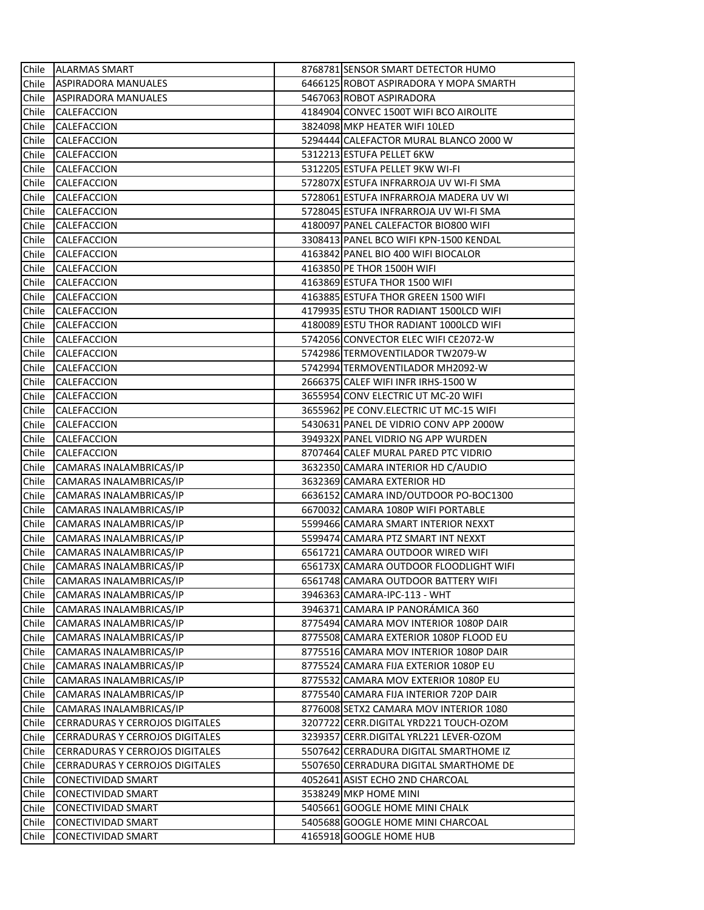| Chile | ALARMAS SMART | | 8768781 | SENSOR SMART DETECTOR HUMO |
|---|---|---|---|---|
| Chile | ASPIRADORA MANUALES | | 6466125 | ROBOT ASPIRADORA Y MOPA SMARTH |
| Chile | ASPIRADORA MANUALES | | 5467063 | ROBOT ASPIRADORA |
| Chile | CALEFACCION | | 4184904 | CONVEC 1500T WIFI BCO AIROLITE |
| Chile | CALEFACCION | | 3824098 | MKP HEATER WIFI 10LED |
| Chile | CALEFACCION | | 5294444 | CALEFACTOR MURAL BLANCO 2000 W |
| Chile | CALEFACCION | | 5312213 | ESTUFA PELLET 6KW |
| Chile | CALEFACCION | | 5312205 | ESTUFA PELLET 9KW WI-FI |
| Chile | CALEFACCION | | 572807X | ESTUFA INFRARROJA UV WI-FI SMA |
| Chile | CALEFACCION | | 5728061 | ESTUFA INFRARROJA MADERA UV WI |
| Chile | CALEFACCION | | 5728045 | ESTUFA INFRARROJA UV WI-FI SMA |
| Chile | CALEFACCION | | 4180097 | PANEL CALEFACTOR BIO800 WIFI |
| Chile | CALEFACCION | | 3308413 | PANEL BCO WIFI KPN-1500 KENDAL |
| Chile | CALEFACCION | | 4163842 | PANEL BIO 400 WIFI BIOCALOR |
| Chile | CALEFACCION | | 4163850 | PE THOR 1500H WIFI |
| Chile | CALEFACCION | | 4163869 | ESTUFA THOR 1500 WIFI |
| Chile | CALEFACCION | | 4163885 | ESTUFA THOR GREEN 1500 WIFI |
| Chile | CALEFACCION | | 4179935 | ESTU THOR RADIANT 1500LCD WIFI |
| Chile | CALEFACCION | | 4180089 | ESTU THOR RADIANT 1000LCD WIFI |
| Chile | CALEFACCION | | 5742056 | CONVECTOR ELEC WIFI CE2072-W |
| Chile | CALEFACCION | | 5742986 | TERMOVENTILADOR TW2079-W |
| Chile | CALEFACCION | | 5742994 | TERMOVENTILADOR MH2092-W |
| Chile | CALEFACCION | | 2666375 | CALEF WIFI INFR IRHS-1500 W |
| Chile | CALEFACCION | | 3655954 | CONV ELECTRIC UT MC-20 WIFI |
| Chile | CALEFACCION | | 3655962 | PE CONV.ELECTRIC UT MC-15 WIFI |
| Chile | CALEFACCION | | 5430631 | PANEL DE VIDRIO CONV APP 2000W |
| Chile | CALEFACCION | | 394932X | PANEL VIDRIO NG APP WURDEN |
| Chile | CALEFACCION | | 8707464 | CALEF MURAL PARED PTC VIDRIO |
| Chile | CAMARAS INALAMBRICAS/IP | | 3632350 | CAMARA INTERIOR HD C/AUDIO |
| Chile | CAMARAS INALAMBRICAS/IP | | 3632369 | CAMARA EXTERIOR HD |
| Chile | CAMARAS INALAMBRICAS/IP | | 6636152 | CAMARA IND/OUTDOOR PO-BOC1300 |
| Chile | CAMARAS INALAMBRICAS/IP | | 6670032 | CAMARA 1080P WIFI PORTABLE |
| Chile | CAMARAS INALAMBRICAS/IP | | 5599466 | CAMARA SMART INTERIOR NEXXT |
| Chile | CAMARAS INALAMBRICAS/IP | | 5599474 | CAMARA PTZ SMART INT NEXXT |
| Chile | CAMARAS INALAMBRICAS/IP | | 6561721 | CAMARA OUTDOOR WIRED WIFI |
| Chile | CAMARAS INALAMBRICAS/IP | | 656173X | CAMARA OUTDOOR FLOODLIGHT WIFI |
| Chile | CAMARAS INALAMBRICAS/IP | | 6561748 | CAMARA OUTDOOR BATTERY WIFI |
| Chile | CAMARAS INALAMBRICAS/IP | | 3946363 | CAMARA-IPC-113 - WHT |
| Chile | CAMARAS INALAMBRICAS/IP | | 3946371 | CAMARA IP PANORÁMICA 360 |
| Chile | CAMARAS INALAMBRICAS/IP | | 8775494 | CAMARA MOV INTERIOR 1080P DAIR |
| Chile | CAMARAS INALAMBRICAS/IP | | 8775508 | CAMARA EXTERIOR 1080P FLOOD EU |
| Chile | CAMARAS INALAMBRICAS/IP | | 8775516 | CAMARA MOV INTERIOR 1080P DAIR |
| Chile | CAMARAS INALAMBRICAS/IP | | 8775524 | CAMARA FIJA EXTERIOR 1080P EU |
| Chile | CAMARAS INALAMBRICAS/IP | | 8775532 | CAMARA MOV EXTERIOR 1080P EU |
| Chile | CAMARAS INALAMBRICAS/IP | | 8775540 | CAMARA FIJA INTERIOR 720P DAIR |
| Chile | CAMARAS INALAMBRICAS/IP | | 8776008 | SETX2 CAMARA MOV INTERIOR 1080 |
| Chile | CERRADURAS Y CERROJOS DIGITALES | | 3207722 | CERR.DIGITAL YRD221 TOUCH-OZOM |
| Chile | CERRADURAS Y CERROJOS DIGITALES | | 3239357 | CERR.DIGITAL YRL221 LEVER-OZOM |
| Chile | CERRADURAS Y CERROJOS DIGITALES | | 5507642 | CERRADURA DIGITAL SMARTHOME IZ |
| Chile | CERRADURAS Y CERROJOS DIGITALES | | 5507650 | CERRADURA DIGITAL SMARTHOME DE |
| Chile | CONECTIVIDAD SMART | | 4052641 | ASIST ECHO 2ND CHARCOAL |
| Chile | CONECTIVIDAD SMART | | 3538249 | MKP HOME MINI |
| Chile | CONECTIVIDAD SMART | | 5405661 | GOOGLE HOME MINI CHALK |
| Chile | CONECTIVIDAD SMART | | 5405688 | GOOGLE HOME MINI CHARCOAL |
| Chile | CONECTIVIDAD SMART | | 4165918 | GOOGLE HOME HUB |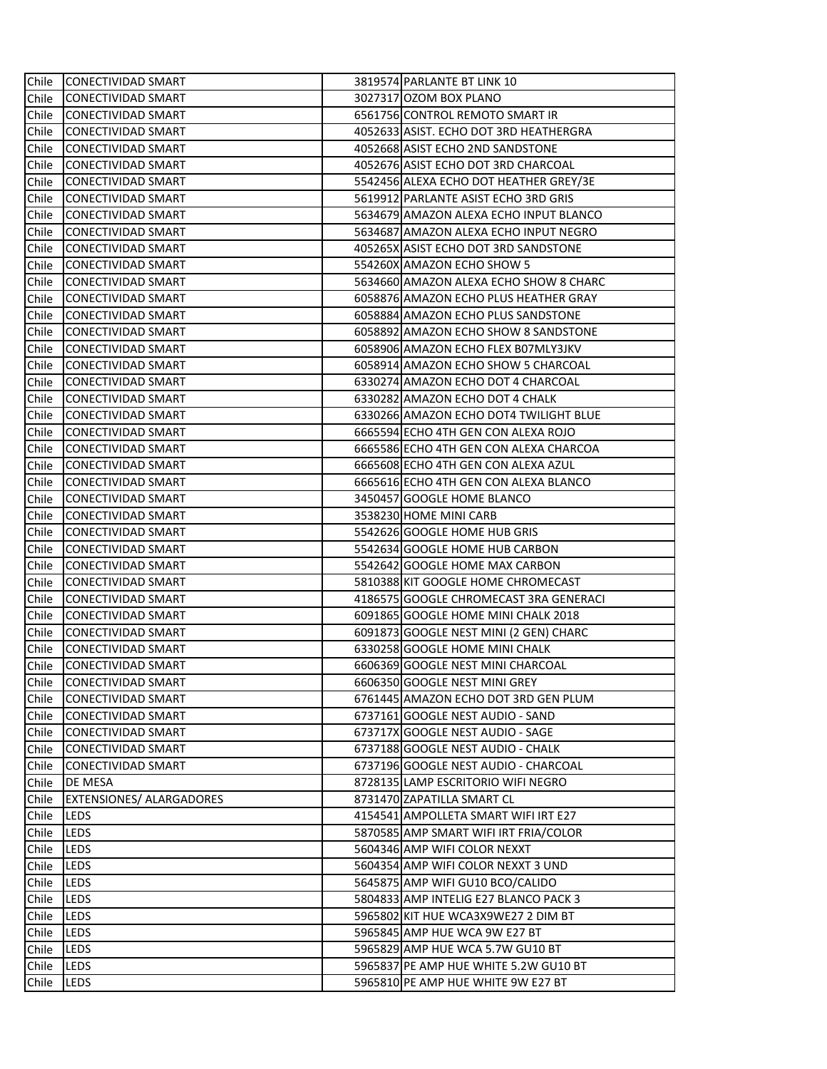| | | | |
|---|---|---|---|
| Chile | CONECTIVIDAD SMART | 3819574 | PARLANTE BT LINK 10 |
| Chile | CONECTIVIDAD SMART | 3027317 | OZOM BOX PLANO |
| Chile | CONECTIVIDAD SMART | 6561756 | CONTROL REMOTO SMART IR |
| Chile | CONECTIVIDAD SMART | 4052633 | ASIST. ECHO DOT 3RD HEATHERGRA |
| Chile | CONECTIVIDAD SMART | 4052668 | ASIST ECHO 2ND SANDSTONE |
| Chile | CONECTIVIDAD SMART | 4052676 | ASIST ECHO DOT 3RD CHARCOAL |
| Chile | CONECTIVIDAD SMART | 5542456 | ALEXA ECHO DOT HEATHER GREY/3E |
| Chile | CONECTIVIDAD SMART | 5619912 | PARLANTE ASIST ECHO 3RD GRIS |
| Chile | CONECTIVIDAD SMART | 5634679 | AMAZON ALEXA ECHO INPUT BLANCO |
| Chile | CONECTIVIDAD SMART | 5634687 | AMAZON ALEXA ECHO INPUT NEGRO |
| Chile | CONECTIVIDAD SMART | 405265X | ASIST ECHO DOT 3RD SANDSTONE |
| Chile | CONECTIVIDAD SMART | 554260X | AMAZON ECHO SHOW 5 |
| Chile | CONECTIVIDAD SMART | 5634660 | AMAZON ALEXA ECHO SHOW 8 CHARC |
| Chile | CONECTIVIDAD SMART | 6058876 | AMAZON ECHO PLUS HEATHER GRAY |
| Chile | CONECTIVIDAD SMART | 6058884 | AMAZON ECHO PLUS SANDSTONE |
| Chile | CONECTIVIDAD SMART | 6058892 | AMAZON ECHO SHOW 8 SANDSTONE |
| Chile | CONECTIVIDAD SMART | 6058906 | AMAZON ECHO FLEX B07MLY3JKV |
| Chile | CONECTIVIDAD SMART | 6058914 | AMAZON ECHO SHOW 5 CHARCOAL |
| Chile | CONECTIVIDAD SMART | 6330274 | AMAZON ECHO DOT 4 CHARCOAL |
| Chile | CONECTIVIDAD SMART | 6330282 | AMAZON ECHO DOT 4 CHALK |
| Chile | CONECTIVIDAD SMART | 6330266 | AMAZON ECHO DOT4 TWILIGHT BLUE |
| Chile | CONECTIVIDAD SMART | 6665594 | ECHO 4TH GEN CON ALEXA ROJO |
| Chile | CONECTIVIDAD SMART | 6665586 | ECHO 4TH GEN CON ALEXA CHARCOA |
| Chile | CONECTIVIDAD SMART | 6665608 | ECHO 4TH GEN CON ALEXA AZUL |
| Chile | CONECTIVIDAD SMART | 6665616 | ECHO 4TH GEN CON ALEXA BLANCO |
| Chile | CONECTIVIDAD SMART | 3450457 | GOOGLE HOME BLANCO |
| Chile | CONECTIVIDAD SMART | 3538230 | HOME MINI CARB |
| Chile | CONECTIVIDAD SMART | 5542626 | GOOGLE HOME HUB GRIS |
| Chile | CONECTIVIDAD SMART | 5542634 | GOOGLE HOME HUB CARBON |
| Chile | CONECTIVIDAD SMART | 5542642 | GOOGLE HOME MAX CARBON |
| Chile | CONECTIVIDAD SMART | 5810388 | KIT GOOGLE HOME CHROMECAST |
| Chile | CONECTIVIDAD SMART | 4186575 | GOOGLE CHROMECAST 3RA GENERACI |
| Chile | CONECTIVIDAD SMART | 6091865 | GOOGLE HOME MINI CHALK 2018 |
| Chile | CONECTIVIDAD SMART | 6091873 | GOOGLE NEST MINI (2 GEN) CHARC |
| Chile | CONECTIVIDAD SMART | 6330258 | GOOGLE HOME MINI CHALK |
| Chile | CONECTIVIDAD SMART | 6606369 | GOOGLE NEST MINI CHARCOAL |
| Chile | CONECTIVIDAD SMART | 6606350 | GOOGLE NEST MINI GREY |
| Chile | CONECTIVIDAD SMART | 6761445 | AMAZON ECHO DOT 3RD GEN PLUM |
| Chile | CONECTIVIDAD SMART | 6737161 | GOOGLE NEST AUDIO - SAND |
| Chile | CONECTIVIDAD SMART | 673717X | GOOGLE NEST AUDIO - SAGE |
| Chile | CONECTIVIDAD SMART | 6737188 | GOOGLE NEST AUDIO - CHALK |
| Chile | CONECTIVIDAD SMART | 6737196 | GOOGLE NEST AUDIO - CHARCOAL |
| Chile | DE MESA | 8728135 | LAMP ESCRITORIO WIFI NEGRO |
| Chile | EXTENSIONES/ ALARGADORES | 8731470 | ZAPATILLA SMART CL |
| Chile | LEDS | 4154541 | AMPOLLETA SMART WIFI IRT E27 |
| Chile | LEDS | 5870585 | AMP SMART WIFI IRT FRIA/COLOR |
| Chile | LEDS | 5604346 | AMP WIFI COLOR NEXXT |
| Chile | LEDS | 5604354 | AMP WIFI COLOR NEXXT 3 UND |
| Chile | LEDS | 5645875 | AMP WIFI GU10 BCO/CALIDO |
| Chile | LEDS | 5804833 | AMP INTELIG E27 BLANCO PACK 3 |
| Chile | LEDS | 5965802 | KIT HUE WCA3X9WE27 2 DIM BT |
| Chile | LEDS | 5965845 | AMP HUE WCA 9W E27 BT |
| Chile | LEDS | 5965829 | AMP HUE WCA 5.7W GU10 BT |
| Chile | LEDS | 5965837 | PE AMP HUE WHITE 5.2W GU10 BT |
| Chile | LEDS | 5965810 | PE AMP HUE WHITE 9W E27 BT |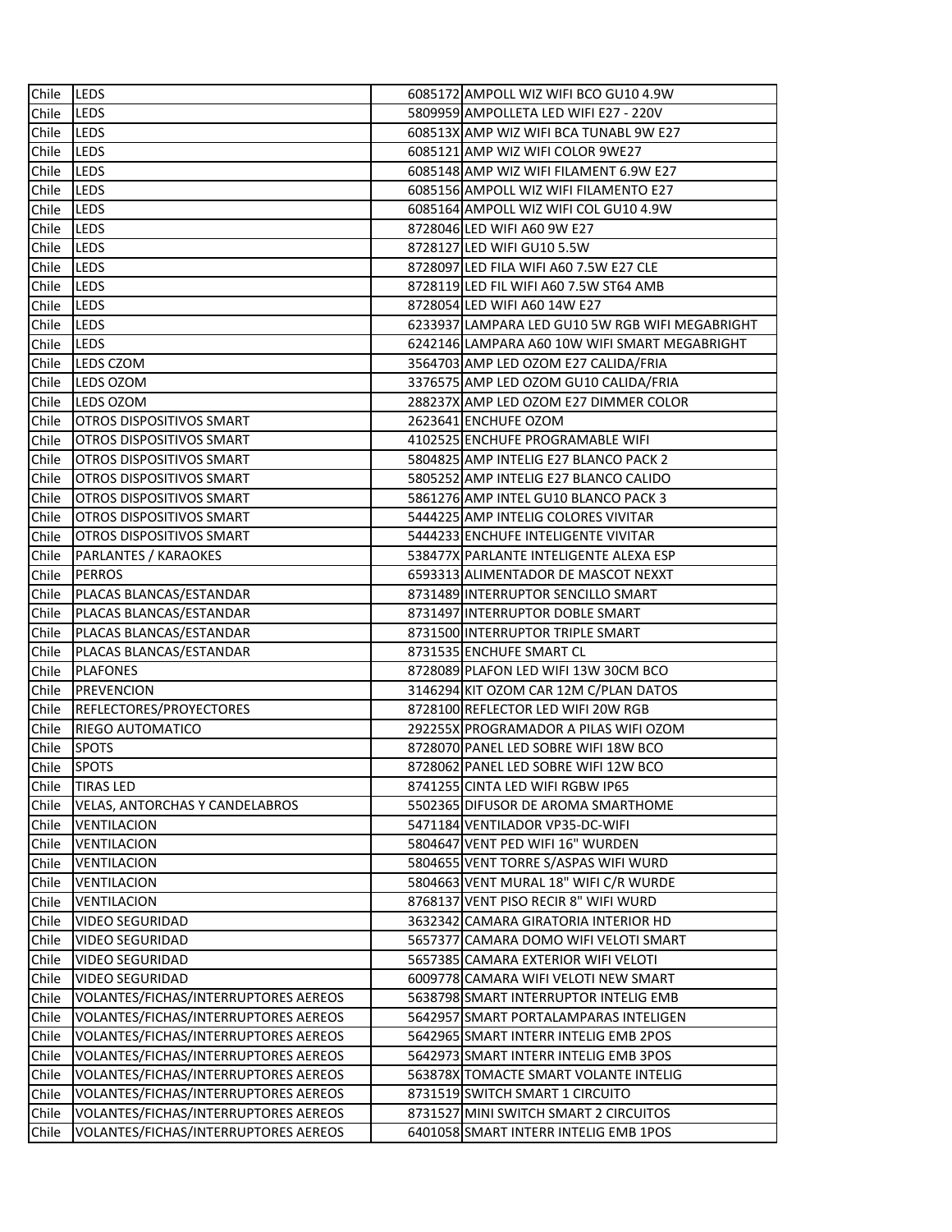| | | | | |
|---|---|---|---|---|
| Chile | LEDS | | 6085172 | AMPOLL WIZ WIFI BCO GU10 4.9W |
| Chile | LEDS | | 5809959 | AMPOLLETA LED WIFI E27 - 220V |
| Chile | LEDS | | 608513X | AMP WIZ WIFI BCA TUNABL 9W E27 |
| Chile | LEDS | | 6085121 | AMP WIZ WIFI COLOR 9WE27 |
| Chile | LEDS | | 6085148 | AMP WIZ WIFI FILAMENT 6.9W E27 |
| Chile | LEDS | | 6085156 | AMPOLL WIZ WIFI FILAMENTO E27 |
| Chile | LEDS | | 6085164 | AMPOLL WIZ WIFI COL GU10 4.9W |
| Chile | LEDS | | 8728046 | LED WIFI A60 9W E27 |
| Chile | LEDS | | 8728127 | LED WIFI GU10 5.5W |
| Chile | LEDS | | 8728097 | LED FILA WIFI A60 7.5W E27 CLE |
| Chile | LEDS | | 8728119 | LED FIL WIFI A60 7.5W ST64 AMB |
| Chile | LEDS | | 8728054 | LED WIFI A60 14W E27 |
| Chile | LEDS | | 6233937 | LAMPARA LED GU10 5W RGB WIFI MEGABRIGHT |
| Chile | LEDS | | 6242146 | LAMPARA A60 10W WIFI SMART MEGABRIGHT |
| Chile | LEDS CZOM | | 3564703 | AMP LED OZOM E27 CALIDA/FRIA |
| Chile | LEDS OZOM | | 3376575 | AMP LED OZOM GU10 CALIDA/FRIA |
| Chile | LEDS OZOM | | 288237X | AMP LED OZOM E27 DIMMER COLOR |
| Chile | OTROS DISPOSITIVOS SMART | | 2623641 | ENCHUFE OZOM |
| Chile | OTROS DISPOSITIVOS SMART | | 4102525 | ENCHUFE PROGRAMABLE WIFI |
| Chile | OTROS DISPOSITIVOS SMART | | 5804825 | AMP INTELIG E27 BLANCO PACK 2 |
| Chile | OTROS DISPOSITIVOS SMART | | 5805252 | AMP INTELIG E27 BLANCO CALIDO |
| Chile | OTROS DISPOSITIVOS SMART | | 5861276 | AMP INTEL GU10 BLANCO PACK 3 |
| Chile | OTROS DISPOSITIVOS SMART | | 5444225 | AMP INTELIG COLORES VIVITAR |
| Chile | OTROS DISPOSITIVOS SMART | | 5444233 | ENCHUFE INTELIGENTE VIVITAR |
| Chile | PARLANTES / KARAOKES | | 538477X | PARLANTE INTELIGENTE ALEXA ESP |
| Chile | PERROS | | 6593313 | ALIMENTADOR DE MASCOT NEXXT |
| Chile | PLACAS BLANCAS/ESTANDAR | | 8731489 | INTERRUPTOR SENCILLO SMART |
| Chile | PLACAS BLANCAS/ESTANDAR | | 8731497 | INTERRUPTOR DOBLE SMART |
| Chile | PLACAS BLANCAS/ESTANDAR | | 8731500 | INTERRUPTOR TRIPLE SMART |
| Chile | PLACAS BLANCAS/ESTANDAR | | 8731535 | ENCHUFE SMART CL |
| Chile | PLAFONES | | 8728089 | PLAFON LED WIFI 13W 30CM BCO |
| Chile | PREVENCION | | 3146294 | KIT OZOM CAR 12M C/PLAN DATOS |
| Chile | REFLECTORES/PROYECTORES | | 8728100 | REFLECTOR LED WIFI 20W RGB |
| Chile | RIEGO AUTOMATICO | | 292255X | PROGRAMADOR A PILAS WIFI OZOM |
| Chile | SPOTS | | 8728070 | PANEL LED SOBRE WIFI 18W BCO |
| Chile | SPOTS | | 8728062 | PANEL LED SOBRE WIFI 12W BCO |
| Chile | TIRAS LED | | 8741255 | CINTA LED WIFI RGBW IP65 |
| Chile | VELAS, ANTORCHAS Y CANDELABROS | | 5502365 | DIFUSOR DE AROMA SMARTHOME |
| Chile | VENTILACION | | 5471184 | VENTILADOR VP35-DC-WIFI |
| Chile | VENTILACION | | 5804647 | VENT PED WIFI 16" WURDEN |
| Chile | VENTILACION | | 5804655 | VENT TORRE S/ASPAS WIFI WURD |
| Chile | VENTILACION | | 5804663 | VENT MURAL 18" WIFI C/R WURDE |
| Chile | VENTILACION | | 8768137 | VENT PISO RECIR 8" WIFI WURD |
| Chile | VIDEO SEGURIDAD | | 3632342 | CAMARA GIRATORIA INTERIOR HD |
| Chile | VIDEO SEGURIDAD | | 5657377 | CAMARA DOMO WIFI VELOTI SMART |
| Chile | VIDEO SEGURIDAD | | 5657385 | CAMARA EXTERIOR WIFI VELOTI |
| Chile | VIDEO SEGURIDAD | | 6009778 | CAMARA WIFI VELOTI NEW SMART |
| Chile | VOLANTES/FICHAS/INTERRUPTORES AEREOS | | 5638798 | SMART INTERRUPTOR INTELIG EMB |
| Chile | VOLANTES/FICHAS/INTERRUPTORES AEREOS | | 5642957 | SMART PORTALAMPARAS INTELIGEN |
| Chile | VOLANTES/FICHAS/INTERRUPTORES AEREOS | | 5642965 | SMART INTERR INTELIG EMB 2POS |
| Chile | VOLANTES/FICHAS/INTERRUPTORES AEREOS | | 5642973 | SMART INTERR INTELIG EMB 3POS |
| Chile | VOLANTES/FICHAS/INTERRUPTORES AEREOS | | 563878X | TOMACTE SMART VOLANTE INTELIG |
| Chile | VOLANTES/FICHAS/INTERRUPTORES AEREOS | | 8731519 | SWITCH SMART 1 CIRCUITO |
| Chile | VOLANTES/FICHAS/INTERRUPTORES AEREOS | | 8731527 | MINI SWITCH SMART 2 CIRCUITOS |
| Chile | VOLANTES/FICHAS/INTERRUPTORES AEREOS | | 6401058 | SMART INTERR INTELIG EMB 1POS |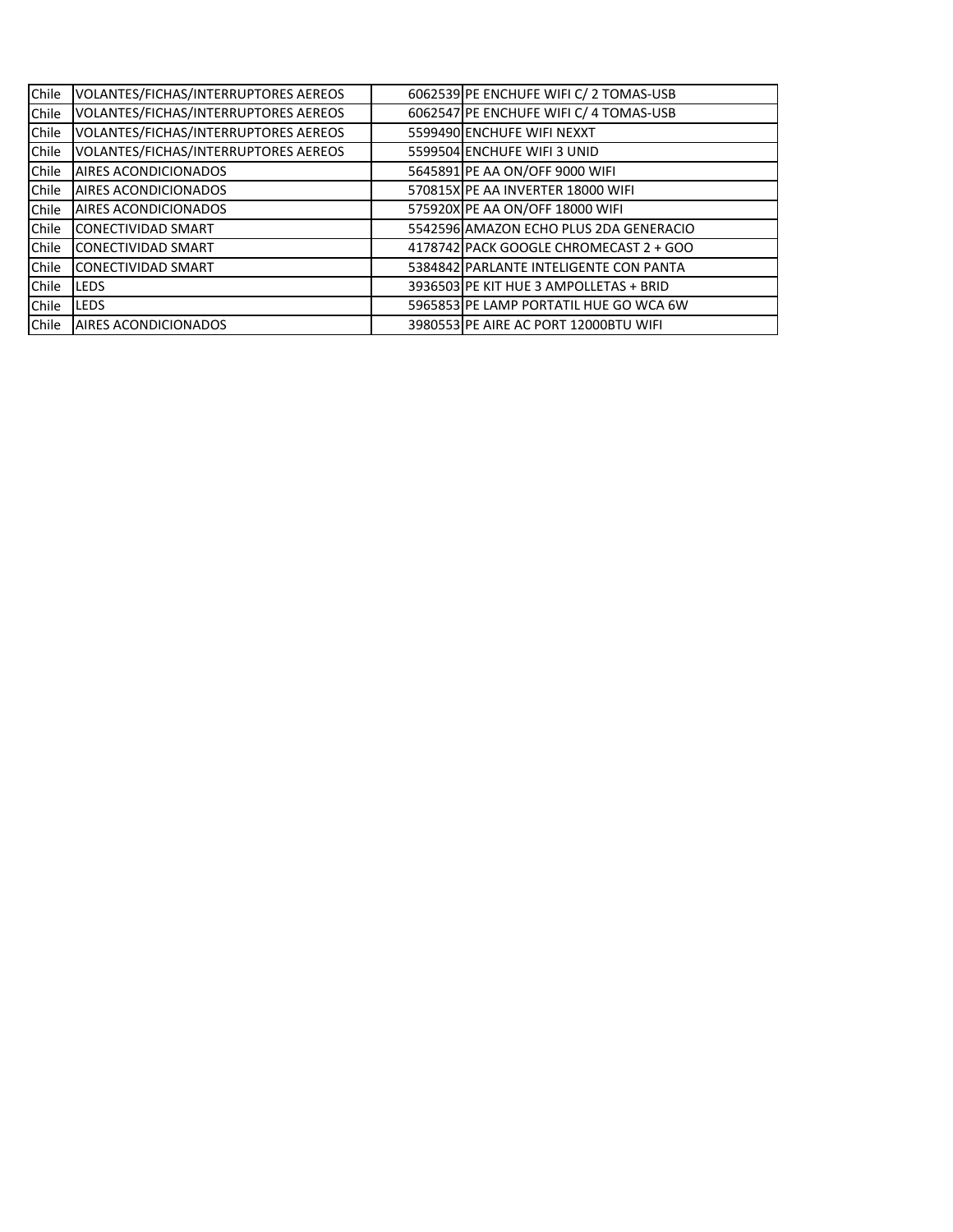| | | | |
|---|---|---|---|
| Chile | VOLANTES/FICHAS/INTERRUPTORES AEREOS | 6062539 | PE ENCHUFE WIFI C/ 2 TOMAS-USB |
| Chile | VOLANTES/FICHAS/INTERRUPTORES AEREOS | 6062547 | PE ENCHUFE WIFI C/ 4 TOMAS-USB |
| Chile | VOLANTES/FICHAS/INTERRUPTORES AEREOS | 5599490 | ENCHUFE WIFI NEXXT |
| Chile | VOLANTES/FICHAS/INTERRUPTORES AEREOS | 5599504 | ENCHUFE WIFI 3 UNID |
| Chile | AIRES ACONDICIONADOS | 5645891 | PE AA ON/OFF 9000 WIFI |
| Chile | AIRES ACONDICIONADOS | 570815X | PE AA INVERTER 18000 WIFI |
| Chile | AIRES ACONDICIONADOS | 575920X | PE AA ON/OFF 18000 WIFI |
| Chile | CONECTIVIDAD SMART | 5542596 | AMAZON ECHO PLUS 2DA GENERACIO |
| Chile | CONECTIVIDAD SMART | 4178742 | PACK GOOGLE CHROMECAST 2 + GOO |
| Chile | CONECTIVIDAD SMART | 5384842 | PARLANTE INTELIGENTE CON PANTA |
| Chile | LEDS | 3936503 | PE KIT HUE 3 AMPOLLETAS + BRID |
| Chile | LEDS | 5965853 | PE LAMP PORTATIL HUE GO WCA 6W |
| Chile | AIRES ACONDICIONADOS | 3980553 | PE AIRE AC PORT 12000BTU WIFI |